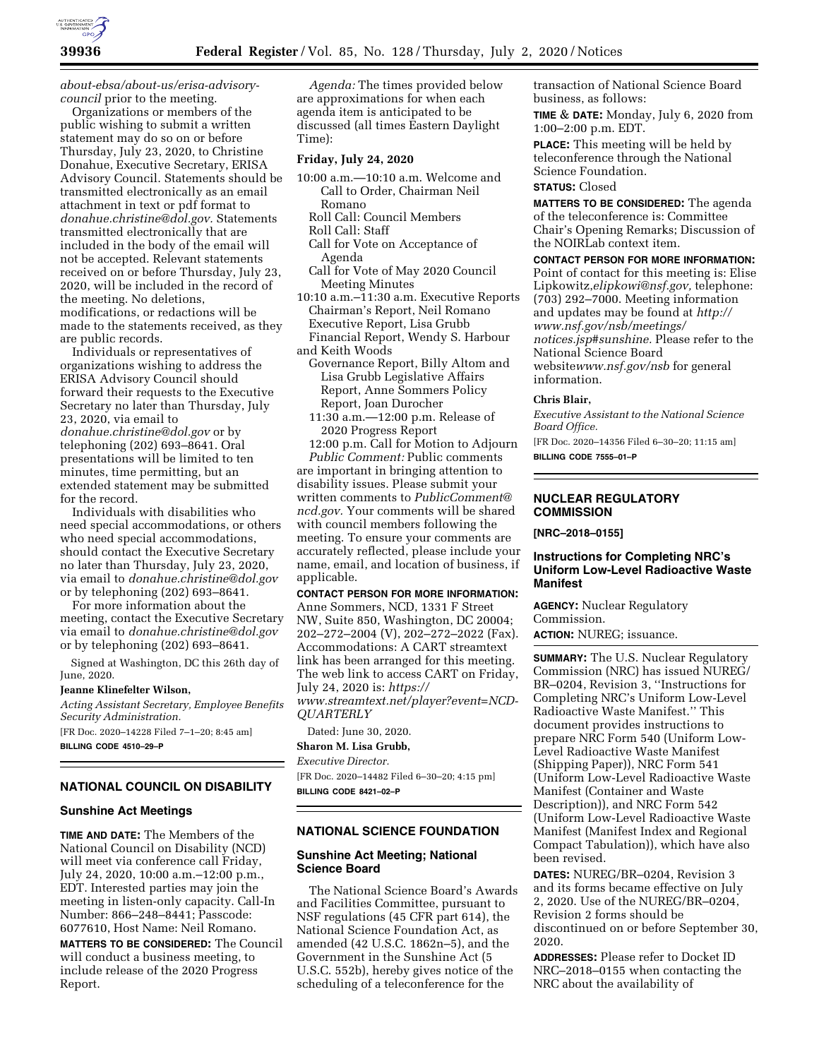*about-ebsa/about-us/erisa-advisory-council* prior to the meeting.

Organizations or members of the public wishing to submit a written statement may do so on or before Thursday, July 23, 2020, to Christine Donahue, Executive Secretary, ERISA Advisory Council. Statements should be transmitted electronically as an email attachment in text or pdf format to *donahue.christine@dol.gov.* Statements transmitted electronically that are included in the body of the email will not be accepted. Relevant statements received on or before Thursday, July 23, 2020, will be included in the record of the meeting. No deletions, modifications, or redactions will be made to the statements received, as they are public records.

Individuals or representatives of organizations wishing to address the ERISA Advisory Council should forward their requests to the Executive Secretary no later than Thursday, July 23, 2020, via email to *donahue.christine@dol.gov* or by telephoning (202) 693–8641. Oral presentations will be limited to ten minutes, time permitting, but an extended statement may be submitted for the record.

Individuals with disabilities who need special accommodations, or others who need special accommodations, should contact the Executive Secretary no later than Thursday, July 23, 2020, via email to *donahue.christine@dol.gov* or by telephoning (202) 693–8641.

For more information about the meeting, contact the Executive Secretary via email to *donahue.christine@dol.gov* or by telephoning (202) 693–8641.

Signed at Washington, DC this 26th day of June, 2020.

**Jeanne Klinefelter Wilson,**

*Acting Assistant Secretary, Employee Benefits Security Administration.*

[FR Doc. 2020–14228 Filed 7–1–20; 8:45 am]

**BILLING CODE 4510–29–P**

## NATIONAL COUNCIL ON DISABILITY

### Sunshine Act Meetings

**TIME AND DATE:** The Members of the National Council on Disability (NCD) will meet via conference call Friday, July 24, 2020, 10:00 a.m.–12:00 p.m., EDT. Interested parties may join the meeting in listen-only capacity. Call-In Number: 866–248–8441; Passcode: 6077610, Host Name: Neil Romano.

**MATTERS TO BE CONSIDERED:** The Council will conduct a business meeting, to include release of the 2020 Progress Report.

*Agenda:* The times provided below are approximations for when each agenda item is anticipated to be discussed (all times Eastern Daylight Time):

**Friday, July 24, 2020**

10:00 a.m.—10:10 a.m. Welcome and Call to Order, Chairman Neil Romano
Roll Call: Council Members
Roll Call: Staff
Call for Vote on Acceptance of Agenda
Call for Vote of May 2020 Council Meeting Minutes

10:10 a.m.–11:30 a.m. Executive Reports
Chairman's Report, Neil Romano
Executive Report, Lisa Grubb
Financial Report, Wendy S. Harbour and Keith Woods
Governance Report, Billy Altom and Lisa Grubb Legislative Affairs Report, Anne Sommers Policy Report, Joan Durocher

11:30 a.m.—12:00 p.m. Release of 2020 Progress Report

12:00 p.m. Call for Motion to Adjourn

*Public Comment:* Public comments are important in bringing attention to disability issues. Please submit your written comments to *PublicComment@ncd.gov.* Your comments will be shared with council members following the meeting. To ensure your comments are accurately reflected, please include your name, email, and location of business, if applicable.

**CONTACT PERSON FOR MORE INFORMATION:** Anne Sommers, NCD, 1331 F Street NW, Suite 850, Washington, DC 20004; 202–272–2004 (V), 202–272–2022 (Fax).

Accommodations: A CART streamtext link has been arranged for this meeting. The web link to access CART on Friday, July 24, 2020 is: *https://www.streamtext.net/player?event=NCD-QUARTERLY*

Dated: June 30, 2020.

**Sharon M. Lisa Grubb,**

*Executive Director.*

[FR Doc. 2020–14482 Filed 6–30–20; 4:15 pm]

**BILLING CODE 8421–02–P**

## NATIONAL SCIENCE FOUNDATION

### Sunshine Act Meeting; National Science Board

The National Science Board's Awards and Facilities Committee, pursuant to NSF regulations (45 CFR part 614), the National Science Foundation Act, as amended (42 U.S.C. 1862n–5), and the Government in the Sunshine Act (5 U.S.C. 552b), hereby gives notice of the scheduling of a teleconference for the transaction of National Science Board business, as follows:

**TIME & DATE:** Monday, July 6, 2020 from 1:00–2:00 p.m. EDT.

**PLACE:** This meeting will be held by teleconference through the National Science Foundation.

**STATUS:** Closed

**MATTERS TO BE CONSIDERED:** The agenda of the teleconference is: Committee Chair's Opening Remarks; Discussion of the NOIRLab context item.

**CONTACT PERSON FOR MORE INFORMATION:** Point of contact for this meeting is: Elise Lipkowitz,*elipkowi@nsf.gov,* telephone: (703) 292–7000. Meeting information and updates may be found at *http://www.nsf.gov/nsb/meetings/notices.jsp#sunshine.* Please refer to the National Science Board website*www.nsf.gov/nsb* for general information.

**Chris Blair,**

*Executive Assistant to the National Science Board Office.*

[FR Doc. 2020–14356 Filed 6–30–20; 11:15 am]

**BILLING CODE 7555–01–P**

## NUCLEAR REGULATORY COMMISSION

**[NRC–2018–0155]**

### Instructions for Completing NRC's Uniform Low-Level Radioactive Waste Manifest

**AGENCY:** Nuclear Regulatory Commission.

**ACTION:** NUREG; issuance.

**SUMMARY:** The U.S. Nuclear Regulatory Commission (NRC) has issued NUREG/BR–0204, Revision 3, ''Instructions for Completing NRC's Uniform Low-Level Radioactive Waste Manifest.'' This document provides instructions to prepare NRC Form 540 (Uniform Low-Level Radioactive Waste Manifest (Shipping Paper)), NRC Form 541 (Uniform Low-Level Radioactive Waste Manifest (Container and Waste Description)), and NRC Form 542 (Uniform Low-Level Radioactive Waste Manifest (Manifest Index and Regional Compact Tabulation)), which have also been revised.

**DATES:** NUREG/BR–0204, Revision 3 and its forms became effective on July 2, 2020. Use of the NUREG/BR–0204, Revision 2 forms should be discontinued on or before September 30, 2020.

**ADDRESSES:** Please refer to Docket ID NRC–2018–0155 when contacting the NRC about the availability of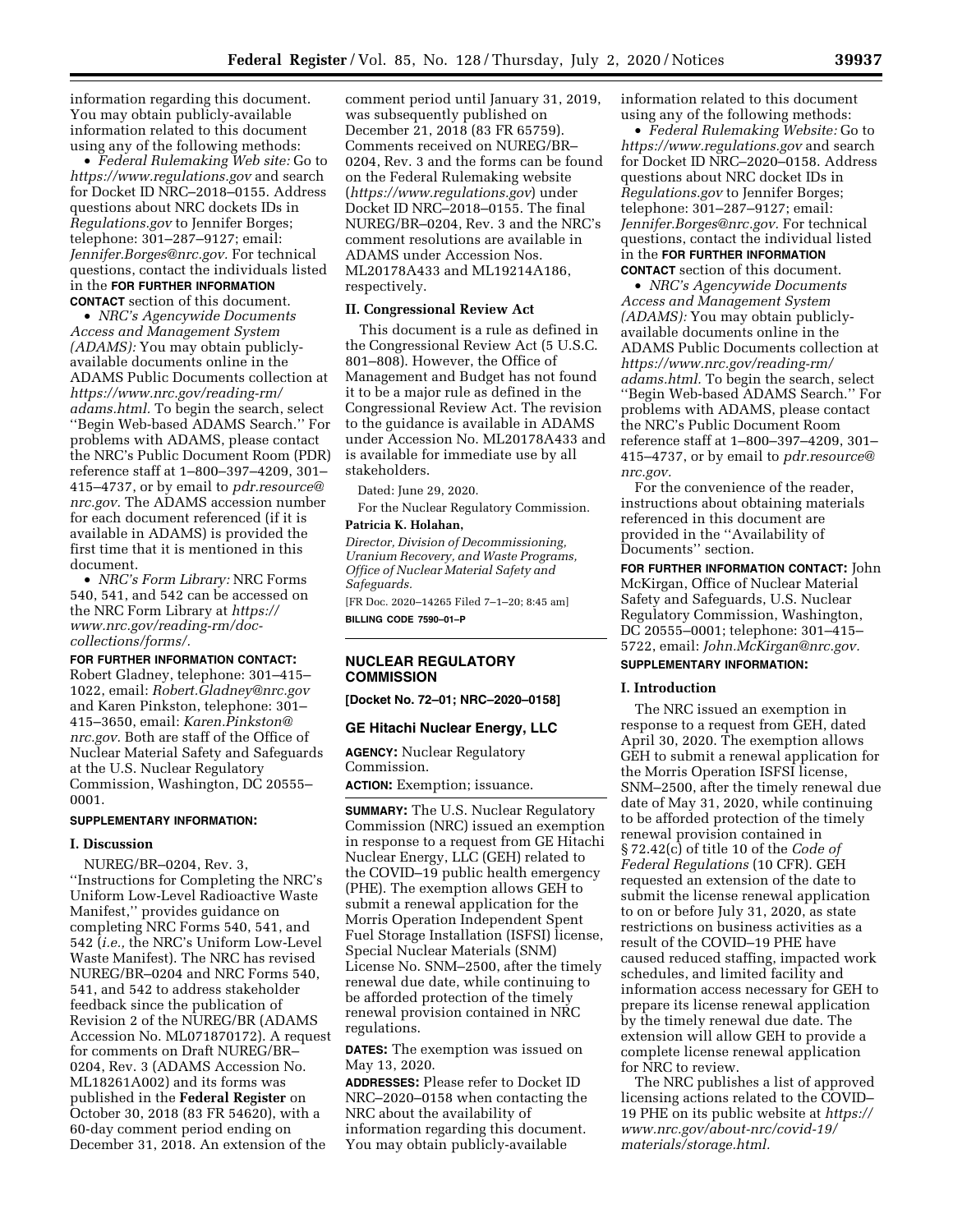information regarding this document. You may obtain publicly-available information related to this document using any of the following methods:

- *Federal Rulemaking Web site:* Go to *https://www.regulations.gov* and search for Docket ID NRC–2018–0155. Address questions about NRC dockets IDs in *Regulations.gov* to Jennifer Borges; telephone: 301–287–9127; email: *Jennifer.Borges@nrc.gov.* For technical questions, contact the individuals listed in the **FOR FURTHER INFORMATION CONTACT** section of this document.
- *NRC's Agencywide Documents Access and Management System (ADAMS):* You may obtain publicly-available documents online in the ADAMS Public Documents collection at *https://www.nrc.gov/reading-rm/adams.html.* To begin the search, select ''Begin Web-based ADAMS Search.'' For problems with ADAMS, please contact the NRC's Public Document Room (PDR) reference staff at 1–800–397–4209, 301–415–4737, or by email to *pdr.resource@nrc.gov.* The ADAMS accession number for each document referenced (if it is available in ADAMS) is provided the first time that it is mentioned in this document.
- *NRC's Form Library:* NRC Forms 540, 541, and 542 can be accessed on the NRC Form Library at *https://www.nrc.gov/reading-rm/doc-collections/forms/.*

**FOR FURTHER INFORMATION CONTACT:** Robert Gladney, telephone: 301–415–1022, email: *Robert.Gladney@nrc.gov* and Karen Pinkston, telephone: 301–415–3650, email: *Karen.Pinkston@nrc.gov.* Both are staff of the Office of Nuclear Material Safety and Safeguards at the U.S. Nuclear Regulatory Commission, Washington, DC 20555–0001.

**SUPPLEMENTARY INFORMATION:**

## I. Discussion

NUREG/BR–0204, Rev. 3, ''Instructions for Completing the NRC's Uniform Low-Level Radioactive Waste Manifest,'' provides guidance on completing NRC Forms 540, 541, and 542 (*i.e.,* the NRC's Uniform Low-Level Waste Manifest). The NRC has revised NUREG/BR–0204 and NRC Forms 540, 541, and 542 to address stakeholder feedback since the publication of Revision 2 of the NUREG/BR (ADAMS Accession No. ML071870172). A request for comments on Draft NUREG/BR–0204, Rev. 3 (ADAMS Accession No. ML18261A002) and its forms was published in the **Federal Register** on October 30, 2018 (83 FR 54620), with a 60-day comment period ending on December 31, 2018. An extension of the comment period until January 31, 2019, was subsequently published on December 21, 2018 (83 FR 65759). Comments received on NUREG/BR–0204, Rev. 3 and the forms can be found on the Federal Rulemaking website (*https://www.regulations.gov*) under Docket ID NRC–2018–0155. The final NUREG/BR–0204, Rev. 3 and the NRC's comment resolutions are available in ADAMS under Accession Nos. ML20178A433 and ML19214A186, respectively.

## II. Congressional Review Act

This document is a rule as defined in the Congressional Review Act (5 U.S.C. 801–808). However, the Office of Management and Budget has not found it to be a major rule as defined in the Congressional Review Act. The revision to the guidance is available in ADAMS under Accession No. ML20178A433 and is available for immediate use by all stakeholders.

Dated: June 29, 2020.

For the Nuclear Regulatory Commission.

**Patricia K. Holahan,**

*Director, Division of Decommissioning, Uranium Recovery, and Waste Programs, Office of Nuclear Material Safety and Safeguards.*

[FR Doc. 2020–14265 Filed 7–1–20; 8:45 am]

**BILLING CODE 7590–01–P**

---

# NUCLEAR REGULATORY COMMISSION

**[Docket No. 72–01; NRC–2020–0158]**

## GE Hitachi Nuclear Energy, LLC

**AGENCY:** Nuclear Regulatory Commission.

**ACTION:** Exemption; issuance.

**SUMMARY:** The U.S. Nuclear Regulatory Commission (NRC) issued an exemption in response to a request from GE Hitachi Nuclear Energy, LLC (GEH) related to the COVID–19 public health emergency (PHE). The exemption allows GEH to submit a renewal application for the Morris Operation Independent Spent Fuel Storage Installation (ISFSI) license, Special Nuclear Materials (SNM) License No. SNM–2500, after the timely renewal due date, while continuing to be afforded protection of the timely renewal provision contained in NRC regulations.

**DATES:** The exemption was issued on May 13, 2020.

**ADDRESSES:** Please refer to Docket ID NRC–2020–0158 when contacting the NRC about the availability of information regarding this document. You may obtain publicly-available information related to this document using any of the following methods:

- *Federal Rulemaking Website:* Go to *https://www.regulations.gov* and search for Docket ID NRC–2020–0158. Address questions about NRC docket IDs in *Regulations.gov* to Jennifer Borges; telephone: 301–287–9127; email: *Jennifer.Borges@nrc.gov.* For technical questions, contact the individual listed in the **FOR FURTHER INFORMATION CONTACT** section of this document.
- *NRC's Agencywide Documents Access and Management System (ADAMS):* You may obtain publicly-available documents online in the ADAMS Public Documents collection at *https://www.nrc.gov/reading-rm/adams.html.* To begin the search, select ''Begin Web-based ADAMS Search.'' For problems with ADAMS, please contact the NRC's Public Document Room reference staff at 1–800–397–4209, 301–415–4737, or by email to *pdr.resource@nrc.gov.*

For the convenience of the reader, instructions about obtaining materials referenced in this document are provided in the ''Availability of Documents'' section.

**FOR FURTHER INFORMATION CONTACT:** John McKirgan, Office of Nuclear Material Safety and Safeguards, U.S. Nuclear Regulatory Commission, Washington, DC 20555–0001; telephone: 301–415–5722, email: *John.McKirgan@nrc.gov.*

**SUPPLEMENTARY INFORMATION:**

## I. Introduction

The NRC issued an exemption in response to a request from GEH, dated April 30, 2020. The exemption allows GEH to submit a renewal application for the Morris Operation ISFSI license, SNM–2500, after the timely renewal due date of May 31, 2020, while continuing to be afforded protection of the timely renewal provision contained in § 72.42(c) of title 10 of the *Code of Federal Regulations* (10 CFR). GEH requested an extension of the date to submit the license renewal application to on or before July 31, 2020, as state restrictions on business activities as a result of the COVID–19 PHE have caused reduced staffing, impacted work schedules, and limited facility and information access necessary for GEH to prepare its license renewal application by the timely renewal due date. The extension will allow GEH to provide a complete license renewal application for NRC to review.

The NRC publishes a list of approved licensing actions related to the COVID–19 PHE on its public website at *https://www.nrc.gov/about-nrc/covid-19/materials/storage.html.*